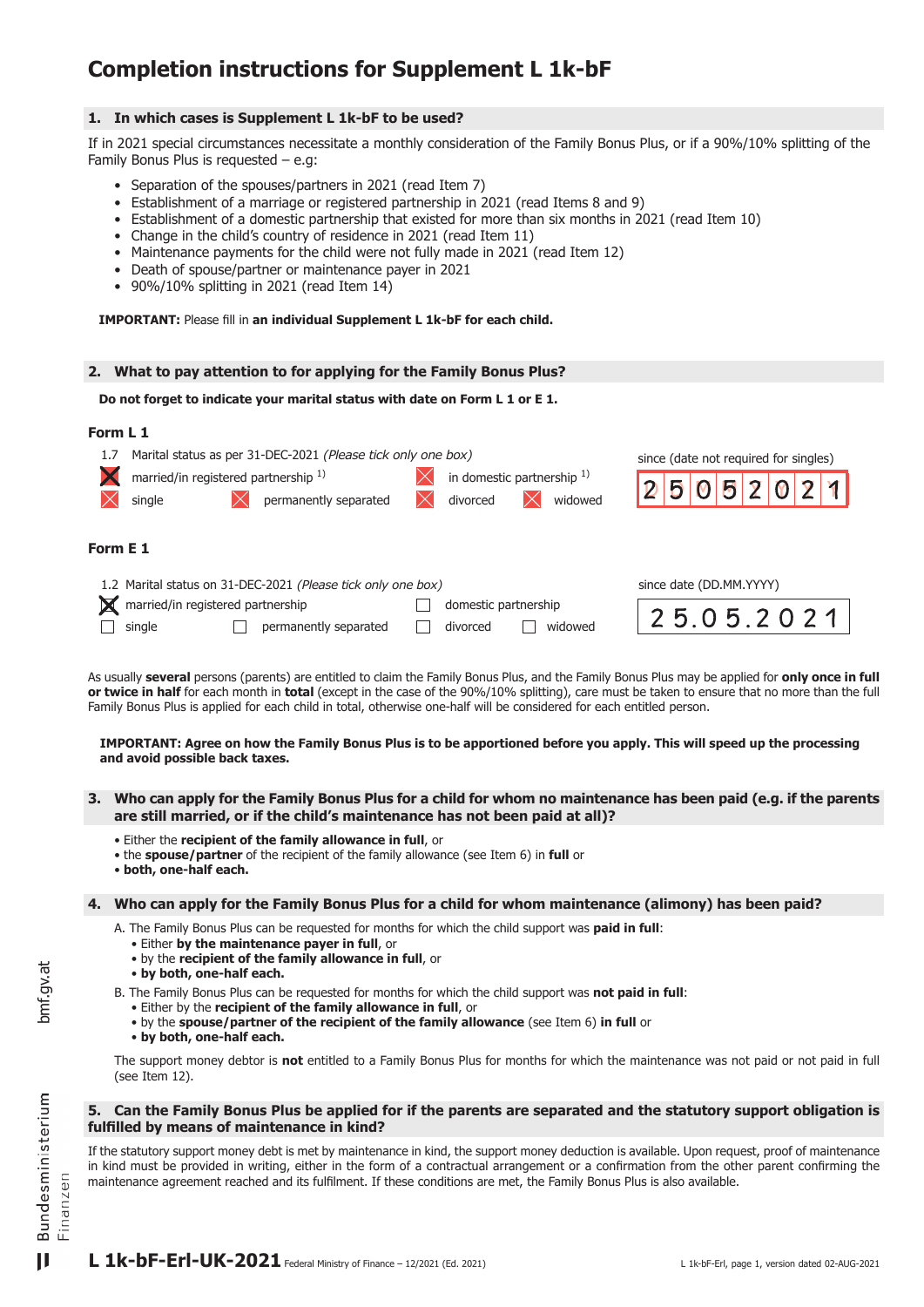# Completion instructions for Supplement L 1k-bF

## 1. In which cases is Supplement L 1k-bF to be used?

If in 2021 special circumstances necessitate a monthly consideration of the Family Bonus Plus, or if a 90%/10% splitting of the Family Bonus Plus is requested – e.g:

- Separation of the spouses/partners in 2021 (read Item 7)
- Establishment of a marriage or registered partnership in 2021 (read Items 8 and 9)
- Establishment of a domestic partnership that existed for more than six months in 2021 (read Item 10)
- Change in the child's country of residence in 2021 (read Item 11)
- Maintenance payments for the child were not fully made in 2021 (read Item 12)
- Death of spouse/partner or maintenance payer in 2021
- 90%/10% splitting in 2021 (read Item 14)

**IMPORTANT:** Please fill in **an individual Supplement L 1k-bF for each child.**

## 2. What to pay attention to for applying for the Family Bonus Plus?

**Do not forget to indicate your marital status with date on Form L 1 or E 1.**

**Form L 1**

1.7 Marital status as per 31-DEC-2021 *(Please tick only one box)*

☒ married/in registered partnership [1] ☒ in domestic partnership [1]
☒ single ☒ permanently separated ☒ divorced ☒ widowed

since (date not required for singles): 2 5 0 5 2 0 2 1

**Form E 1**

1.2 Marital status on 31-DEC-2021 *(Please tick only one box)*

☒ married/in registered partnership ☐ domestic partnership
☐ single ☐ permanently separated ☐ divorced ☐ widowed

since date (DD.MM.YYYY): 25.05.2021

As usually **several** persons (parents) are entitled to claim the Family Bonus Plus, and the Family Bonus Plus may be applied for **only once in full or twice in half** for each month in **total** (except in the case of the 90%/10% splitting), care must be taken to ensure that no more than the full Family Bonus Plus is applied for each child in total, otherwise one-half will be considered for each entitled person.

**IMPORTANT: Agree on how the Family Bonus Plus is to be apportioned before you apply. This will speed up the processing and avoid possible back taxes.**

## 3. Who can apply for the Family Bonus Plus for a child for whom no maintenance has been paid (e.g. if the parents are still married, or if the child's maintenance has not been paid at all)?

- Either the **recipient of the family allowance in full**, or
- the **spouse/partner** of the recipient of the family allowance (see Item 6) in **full** or
- **both, one-half each.**

## 4. Who can apply for the Family Bonus Plus for a child for whom maintenance (alimony) has been paid?

A. The Family Bonus Plus can be requested for months for which the child support was **paid in full**:
- Either **by the maintenance payer in full**, or
- by the **recipient of the family allowance in full**, or
- **by both, one-half each.**

B. The Family Bonus Plus can be requested for months for which the child support was **not paid in full**:
- Either by the **recipient of the family allowance in full**, or
- by the **spouse/partner of the recipient of the family allowance** (see Item 6) **in full** or
- **by both, one-half each.**

The support money debtor is **not** entitled to a Family Bonus Plus for months for which the maintenance was not paid or not paid in full (see Item 12).

## 5. Can the Family Bonus Plus be applied for if the parents are separated and the statutory support obligation is fulfilled by means of maintenance in kind?

If the statutory support money debt is met by maintenance in kind, the support money deduction is available. Upon request, proof of maintenance in kind must be provided in writing, either in the form of a contractual arrangement or a confirmation from the other parent confirming the maintenance agreement reached and its fulfilment. If these conditions are met, the Family Bonus Plus is also available.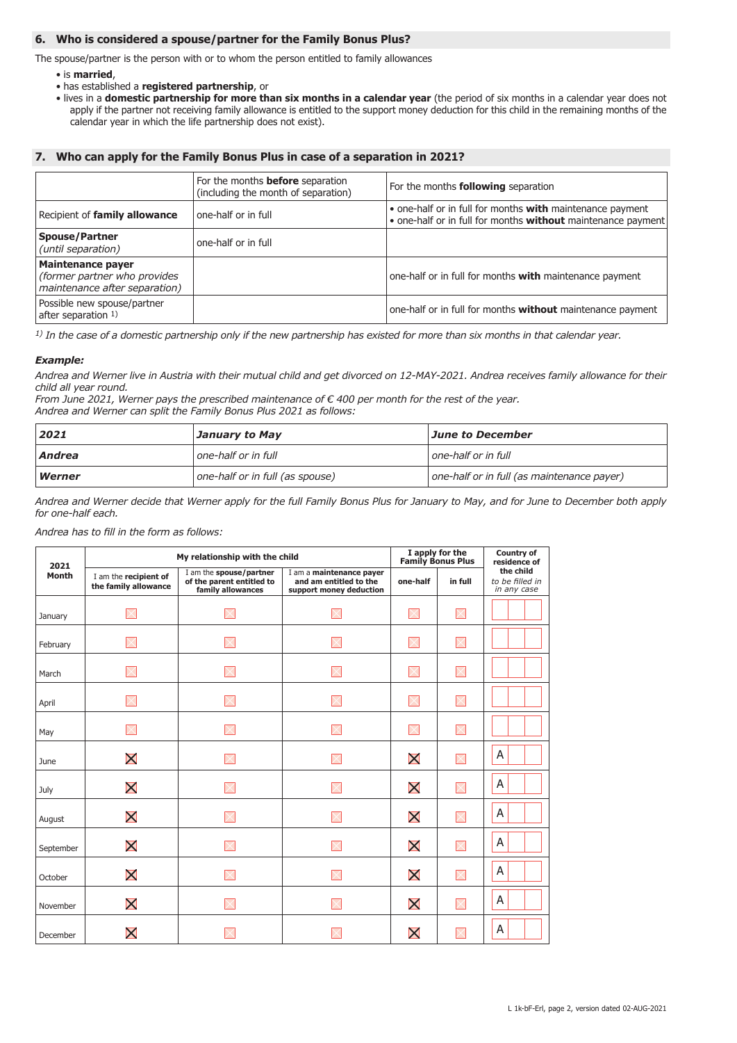## 6. Who is considered a spouse/partner for the Family Bonus Plus?

The spouse/partner is the person with or to whom the person entitled to family allowances

- is **married**,
- has established a **registered partnership**, or
- lives in a **domestic partnership for more than six months in a calendar year** (the period of six months in a calendar year does not apply if the partner not receiving family allowance is entitled to the support money deduction for this child in the remaining months of the calendar year in which the life partnership does not exist).

## 7. Who can apply for the Family Bonus Plus in case of a separation in 2021?

| | For the months **before** separation (including the month of separation) | For the months **following** separation |
|---|---|---|
| Recipient of **family allowance** | one-half or in full | • one-half or in full for months **with** maintenance payment<br>• one-half or in full for months **without** maintenance payment |
| **Spouse/Partner** *(until separation)* | one-half or in full | |
| **Maintenance payer** *(former partner who provides maintenance after separation)* | | one-half or in full for months **with** maintenance payment |
| Possible new spouse/partner after separation [1] | | one-half or in full for months **without** maintenance payment |

[1] *In the case of a domestic partnership only if the new partnership has existed for more than six months in that calendar year.*

***Example:***

*Andrea and Werner live in Austria with their mutual child and get divorced on 12-MAY-2021. Andrea receives family allowance for their child all year round.*
*From June 2021, Werner pays the prescribed maintenance of € 400 per month for the rest of the year.*
*Andrea and Werner can split the Family Bonus Plus 2021 as follows:*

| ***2021*** | ***January to May*** | ***June to December*** |
|---|---|---|
| ***Andrea*** | *one-half or in full* | *one-half or in full* |
| ***Werner*** | *one-half or in full (as spouse)* | *one-half or in full (as maintenance payer)* |

*Andrea and Werner decide that Werner apply for the full Family Bonus Plus for January to May, and for June to December both apply for one-half each.*

*Andrea has to fill in the form as follows:*

| 2021 Month | My relationship with the child | | | I apply for the Family Bonus Plus | | Country of residence of the child *to be filled in in any case* |
|---|---|---|---|---|---|---|
| | I am the **recipient of the family allowance** | I am the **spouse/partner of the parent entitled to family allowances** | I am a **maintenance payer and am entitled to the support money deduction** | **one-half** | **in full** | |
| January | ☐ | ☐ | ☐ | ☐ | ☐ | |
| February | ☐ | ☐ | ☐ | ☐ | ☐ | |
| March | ☐ | ☐ | ☐ | ☐ | ☐ | |
| April | ☐ | ☐ | ☐ | ☐ | ☐ | |
| May | ☐ | ☐ | ☐ | ☐ | ☐ | |
| June | ☒ | ☐ | ☐ | ☒ | ☐ | A |
| July | ☒ | ☐ | ☐ | ☒ | ☐ | A |
| August | ☒ | ☐ | ☐ | ☒ | ☐ | A |
| September | ☒ | ☐ | ☐ | ☒ | ☐ | A |
| October | ☒ | ☐ | ☐ | ☒ | ☐ | A |
| November | ☒ | ☐ | ☐ | ☒ | ☐ | A |
| December | ☒ | ☐ | ☐ | ☒ | ☐ | A |

L 1k-bF-Erl, page 2, version dated 02-AUG-2021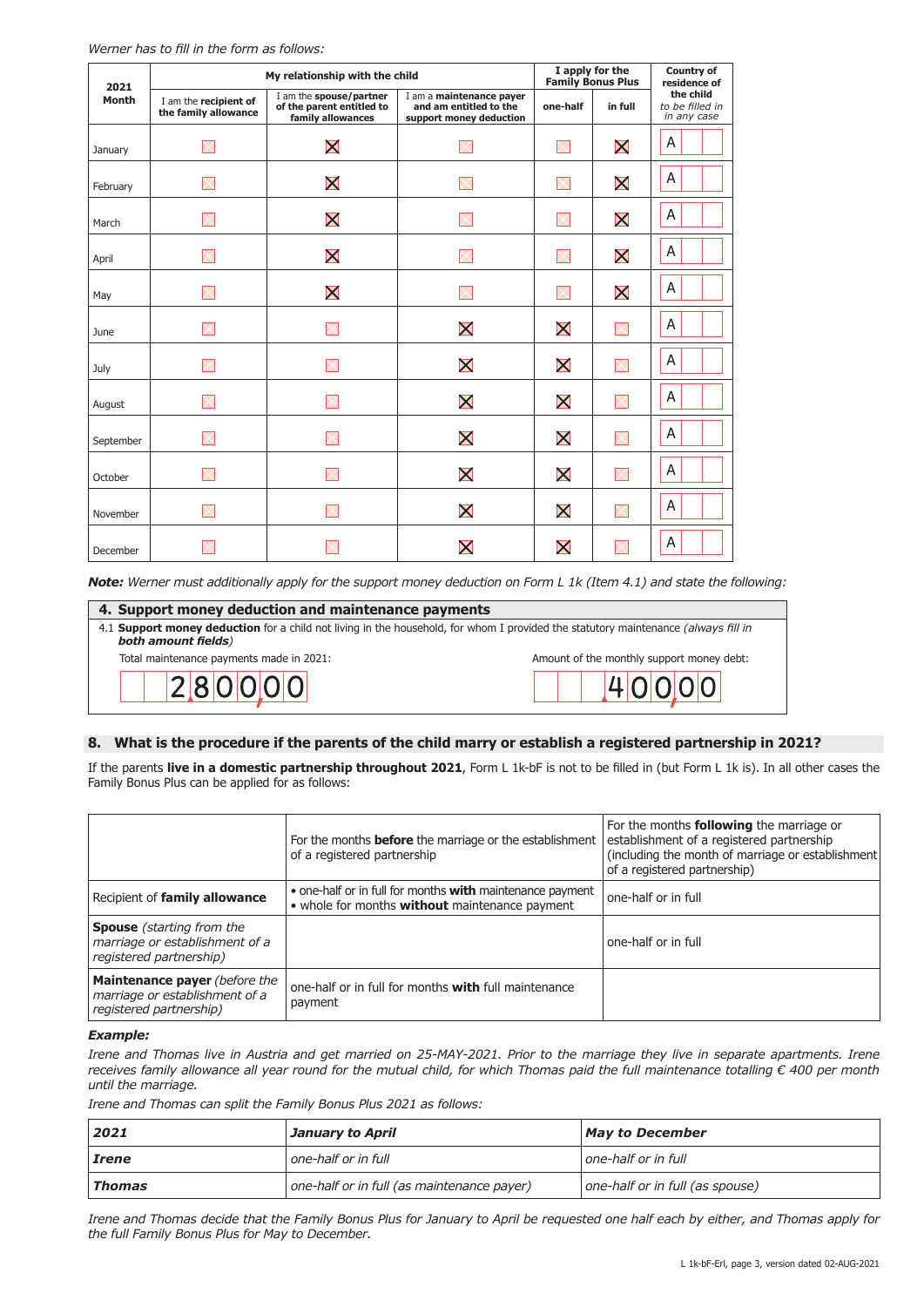*Werner has to fill in the form as follows:*

| 2021 Month | My relationship with the child | | | I apply for the Family Bonus Plus | | Country of residence of the child *to be filled in in any case* |
|---|---|---|---|---|---|---|
| | I am the **recipient of the family allowance** | I am the **spouse/partner of the parent entitled to family allowances** | I am a **maintenance payer and am entitled to the support money deduction** | one-half | in full | |
| January | ☐ | ☒ | ☐ | ☐ | ☒ | A |
| February | ☐ | ☒ | ☐ | ☐ | ☒ | A |
| March | ☐ | ☒ | ☐ | ☐ | ☒ | A |
| April | ☐ | ☒ | ☐ | ☐ | ☒ | A |
| May | ☐ | ☒ | ☐ | ☐ | ☒ | A |
| June | ☐ | ☐ | ☒ | ☒ | ☐ | A |
| July | ☐ | ☐ | ☒ | ☒ | ☐ | A |
| August | ☐ | ☐ | ☒ | ☒ | ☐ | A |
| September | ☐ | ☐ | ☒ | ☒ | ☐ | A |
| October | ☐ | ☐ | ☒ | ☒ | ☐ | A |
| November | ☐ | ☐ | ☒ | ☒ | ☐ | A |
| December | ☐ | ☐ | ☒ | ☒ | ☐ | A |

***Note:*** *Werner must additionally apply for the support money deduction on Form L 1k (Item 4.1) and state the following:*

**4. Support money deduction and maintenance payments**

4.1 **Support money deduction** for a child not living in the household, for whom I provided the statutory maintenance *(always fill in* ***both amount fields****)*

Total maintenance payments made in 2021: 2800,00

Amount of the monthly support money debt: 400,00

## 8. What is the procedure if the parents of the child marry or establish a registered partnership in 2021?

If the parents **live in a domestic partnership throughout 2021**, Form L 1k-bF is not to be filled in (but Form L 1k is). In all other cases the Family Bonus Plus can be applied for as follows:

| | For the months **before** the marriage or the establishment of a registered partnership | For the months **following** the marriage or establishment of a registered partnership (including the month of marriage or establishment of a registered partnership) |
|---|---|---|
| Recipient of **family allowance** | • one-half or in full for months **with** maintenance payment<br>• whole for months **without** maintenance payment | one-half or in full |
| **Spouse** *(starting from the marriage or establishment of a registered partnership)* | | one-half or in full |
| **Maintenance payer** *(before the marriage or establishment of a registered partnership)* | one-half or in full for months **with** full maintenance payment | |

***Example:***

*Irene and Thomas live in Austria and get married on 25-MAY-2021. Prior to the marriage they live in separate apartments. Irene receives family allowance all year round for the mutual child, for which Thomas paid the full maintenance totalling € 400 per month until the marriage.*

*Irene and Thomas can split the Family Bonus Plus 2021 as follows:*

| ***2021*** | ***January to April*** | ***May to December*** |
|---|---|---|
| ***Irene*** | *one-half or in full* | *one-half or in full* |
| ***Thomas*** | *one-half or in full (as maintenance payer)* | *one-half or in full (as spouse)* |

*Irene and Thomas decide that the Family Bonus Plus for January to April be requested one half each by either, and Thomas apply for the full Family Bonus Plus for May to December.*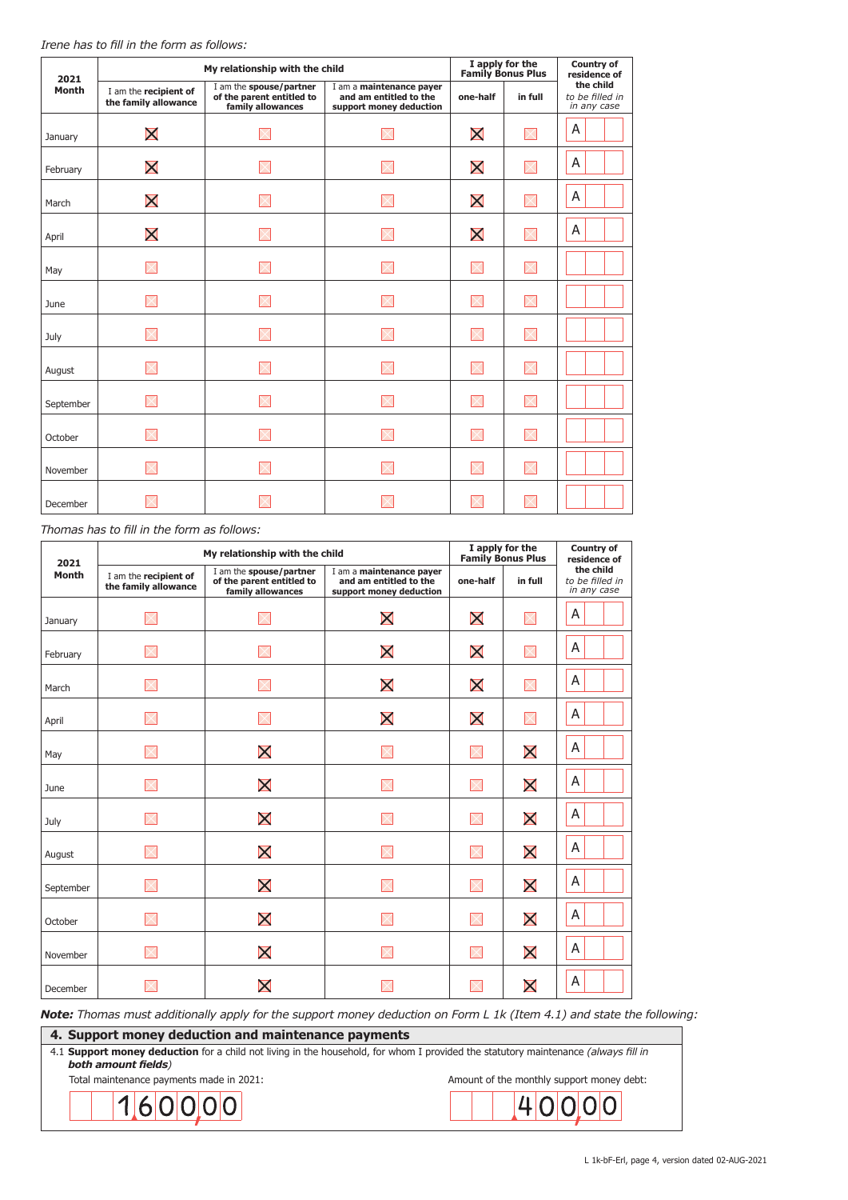*Irene has to fill in the form as follows:*

| 2021 Month | My relationship with the child | | | I apply for the Family Bonus Plus | | Country of residence of the child *to be filled in in any case* |
|---|---|---|---|---|---|---|
| | I am the **recipient of the family allowance** | I am the **spouse/partner of the parent entitled to family allowances** | I am a **maintenance payer and am entitled to the support money deduction** | **one-half** | **in full** | |
| January | ☒ | ☐ | ☐ | ☒ | ☐ | A |
| February | ☒ | ☐ | ☐ | ☒ | ☐ | A |
| March | ☒ | ☐ | ☐ | ☒ | ☐ | A |
| April | ☒ | ☐ | ☐ | ☒ | ☐ | A |
| May | ☐ | ☐ | ☐ | ☐ | ☐ | |
| June | ☐ | ☐ | ☐ | ☐ | ☐ | |
| July | ☐ | ☐ | ☐ | ☐ | ☐ | |
| August | ☐ | ☐ | ☐ | ☐ | ☐ | |
| September | ☐ | ☐ | ☐ | ☐ | ☐ | |
| October | ☐ | ☐ | ☐ | ☐ | ☐ | |
| November | ☐ | ☐ | ☐ | ☐ | ☐ | |
| December | ☐ | ☐ | ☐ | ☐ | ☐ | |

*Thomas has to fill in the form as follows:*

| 2021 Month | My relationship with the child | | | I apply for the Family Bonus Plus | | Country of residence of the child *to be filled in in any case* |
|---|---|---|---|---|---|---|
| | I am the **recipient of the family allowance** | I am the **spouse/partner of the parent entitled to family allowances** | I am a **maintenance payer and am entitled to the support money deduction** | **one-half** | **in full** | |
| January | ☐ | ☐ | ☒ | ☒ | ☐ | A |
| February | ☐ | ☐ | ☒ | ☒ | ☐ | A |
| March | ☐ | ☐ | ☒ | ☒ | ☐ | A |
| April | ☐ | ☐ | ☒ | ☒ | ☐ | A |
| May | ☐ | ☒ | ☐ | ☐ | ☒ | A |
| June | ☐ | ☒ | ☐ | ☐ | ☒ | A |
| July | ☐ | ☒ | ☐ | ☐ | ☒ | A |
| August | ☐ | ☒ | ☐ | ☐ | ☒ | A |
| September | ☐ | ☒ | ☐ | ☐ | ☒ | A |
| October | ☐ | ☒ | ☐ | ☐ | ☒ | A |
| November | ☐ | ☒ | ☐ | ☐ | ☒ | A |
| December | ☐ | ☒ | ☐ | ☐ | ☒ | A |

***Note:** Thomas must additionally apply for the support money deduction on Form L 1k (Item 4.1) and state the following:*

## 4. Support money deduction and maintenance payments

4.1 **Support money deduction** for a child not living in the household, for whom I provided the statutory maintenance *(always fill in **both amount fields**)*

Total maintenance payments made in 2021: 1600,00

Amount of the monthly support money debt: 400,00

L 1k-bF-Erl, page 4, version dated 02-AUG-2021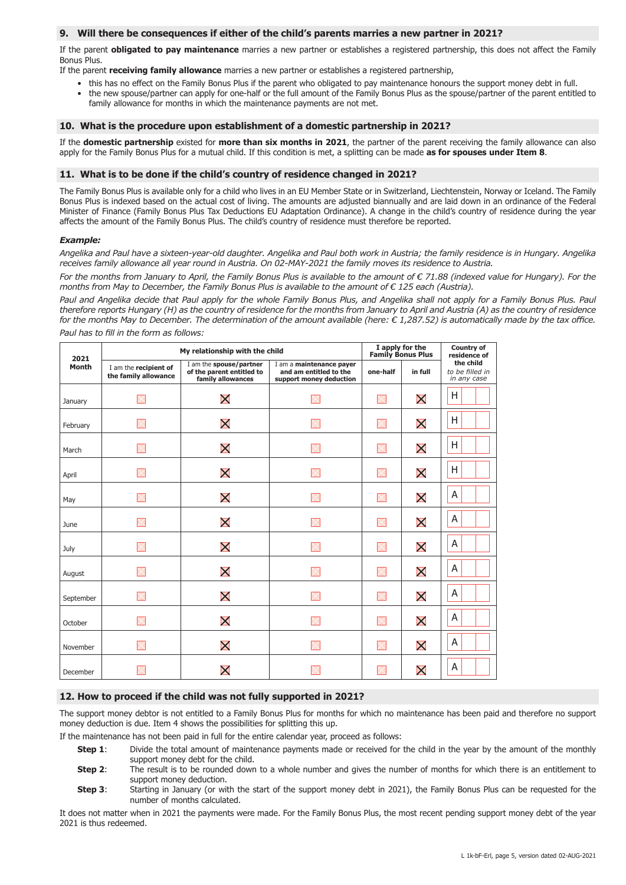## 9. Will there be consequences if either of the child's parents marries a new partner in 2021?

If the parent **obligated to pay maintenance** marries a new partner or establishes a registered partnership, this does not affect the Family Bonus Plus.

If the parent **receiving family allowance** marries a new partner or establishes a registered partnership,

- this has no effect on the Family Bonus Plus if the parent who obligated to pay maintenance honours the support money debt in full.
- the new spouse/partner can apply for one-half or the full amount of the Family Bonus Plus as the spouse/partner of the parent entitled to family allowance for months in which the maintenance payments are not met.

## 10. What is the procedure upon establishment of a domestic partnership in 2021?

If the **domestic partnership** existed for **more than six months in 2021**, the partner of the parent receiving the family allowance can also apply for the Family Bonus Plus for a mutual child. If this condition is met, a splitting can be made **as for spouses under Item 8**.

## 11. What is to be done if the child's country of residence changed in 2021?

The Family Bonus Plus is available only for a child who lives in an EU Member State or in Switzerland, Liechtenstein, Norway or Iceland. The Family Bonus Plus is indexed based on the actual cost of living. The amounts are adjusted biannually and are laid down in an ordinance of the Federal Minister of Finance (Family Bonus Plus Tax Deductions EU Adaptation Ordinance). A change in the child's country of residence during the year affects the amount of the Family Bonus Plus. The child's country of residence must therefore be reported.

***Example:***

*Angelika and Paul have a sixteen-year-old daughter. Angelika and Paul both work in Austria; the family residence is in Hungary. Angelika receives family allowance all year round in Austria. On 02-MAY-2021 the family moves its residence to Austria.*

*For the months from January to April, the Family Bonus Plus is available to the amount of € 71.88 (indexed value for Hungary). For the months from May to December, the Family Bonus Plus is available to the amount of € 125 each (Austria).*

*Paul and Angelika decide that Paul apply for the whole Family Bonus Plus, and Angelika shall not apply for a Family Bonus Plus. Paul therefore reports Hungary (H) as the country of residence for the months from January to April and Austria (A) as the country of residence for the months May to December. The determination of the amount available (here: € 1,287.52) is automatically made by the tax office.*

*Paul has to fill in the form as follows:*

| 2021 Month | My relationship with the child | | | I apply for the Family Bonus Plus | | Country of residence of the child *to be filled in in any case* |
|---|---|---|---|---|---|---|
| | I am the **recipient of the family allowance** | I am the **spouse/partner of the parent entitled to family allowances** | I am a **maintenance payer and am entitled to the support money deduction** | one-half | in full | |
| January | ☐ | ☒ | ☐ | ☐ | ☒ | H |
| February | ☐ | ☒ | ☐ | ☐ | ☒ | H |
| March | ☐ | ☒ | ☐ | ☐ | ☒ | H |
| April | ☐ | ☒ | ☐ | ☐ | ☒ | H |
| May | ☐ | ☒ | ☐ | ☐ | ☒ | A |
| June | ☐ | ☒ | ☐ | ☐ | ☒ | A |
| July | ☐ | ☒ | ☐ | ☐ | ☒ | A |
| August | ☐ | ☒ | ☐ | ☐ | ☒ | A |
| September | ☐ | ☒ | ☐ | ☐ | ☒ | A |
| October | ☐ | ☒ | ☐ | ☐ | ☒ | A |
| November | ☐ | ☒ | ☐ | ☐ | ☒ | A |
| December | ☐ | ☒ | ☐ | ☐ | ☒ | A |

## 12. How to proceed if the child was not fully supported in 2021?

The support money debtor is not entitled to a Family Bonus Plus for months for which no maintenance has been paid and therefore no support money deduction is due. Item 4 shows the possibilities for splitting this up.

If the maintenance has not been paid in full for the entire calendar year, proceed as follows:

**Step 1**: Divide the total amount of maintenance payments made or received for the child in the year by the amount of the monthly support money debt for the child.

**Step 2**: The result is to be rounded down to a whole number and gives the number of months for which there is an entitlement to support money deduction.

**Step 3**: Starting in January (or with the start of the support money debt in 2021), the Family Bonus Plus can be requested for the number of months calculated.

It does not matter when in 2021 the payments were made. For the Family Bonus Plus, the most recent pending support money debt of the year 2021 is thus redeemed.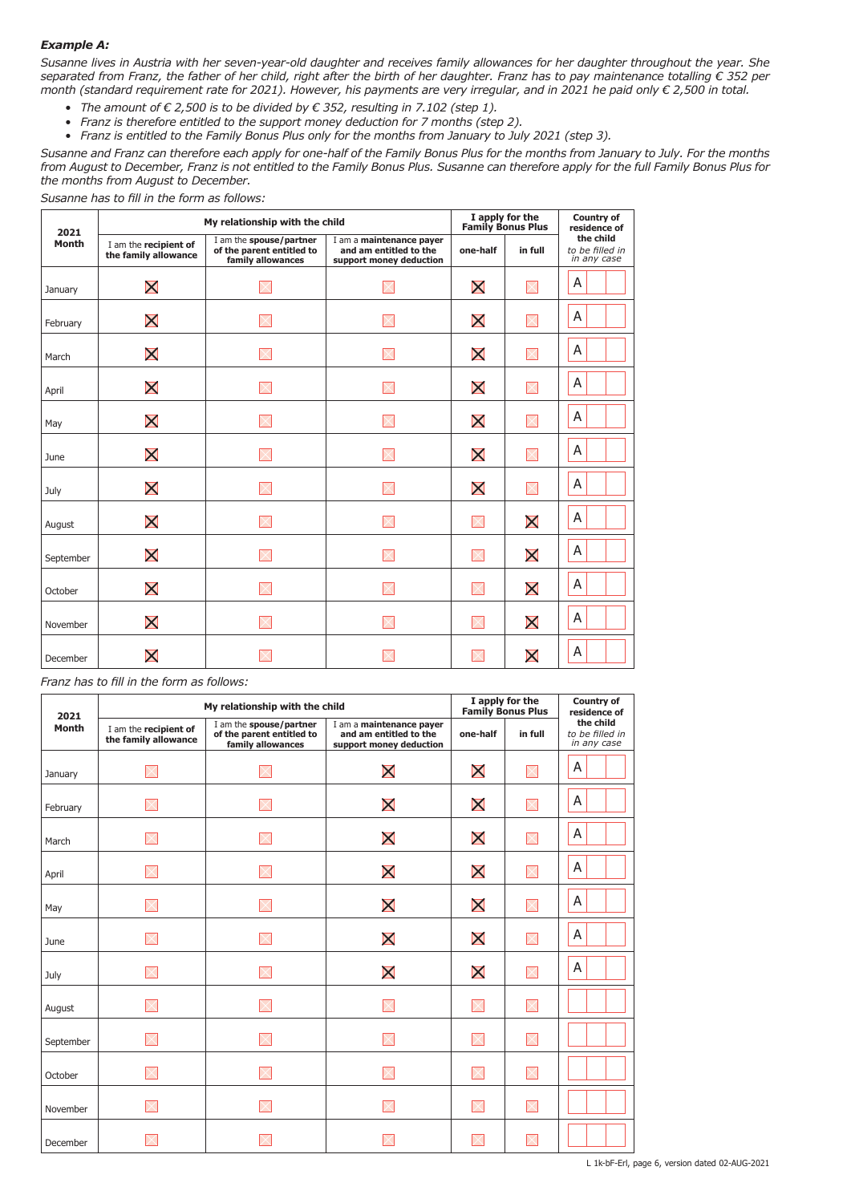***Example A:***

*Susanne lives in Austria with her seven-year-old daughter and receives family allowances for her daughter throughout the year. She separated from Franz, the father of her child, right after the birth of her daughter. Franz has to pay maintenance totalling € 352 per month (standard requirement rate for 2021). However, his payments are very irregular, and in 2021 he paid only € 2,500 in total.*

- *The amount of € 2,500 is to be divided by € 352, resulting in 7.102 (step 1).*
- *Franz is therefore entitled to the support money deduction for 7 months (step 2).*
- *Franz is entitled to the Family Bonus Plus only for the months from January to July 2021 (step 3).*

*Susanne and Franz can therefore each apply for one-half of the Family Bonus Plus for the months from January to July. For the months from August to December, Franz is not entitled to the Family Bonus Plus. Susanne can therefore apply for the full Family Bonus Plus for the months from August to December.*

*Susanne has to fill in the form as follows:*

| 2021 Month | My relationship with the child | | | I apply for the Family Bonus Plus | | Country of residence of the child *to be filled in in any case* |
|---|---|---|---|---|---|---|
| | I am the **recipient of the family allowance** | I am the **spouse/partner of the parent entitled to family allowances** | I am a **maintenance payer and am entitled to the support money deduction** | one-half | in full | |
| January | ☒ | ☐ | ☐ | ☒ | ☐ | A |
| February | ☒ | ☐ | ☐ | ☒ | ☐ | A |
| March | ☒ | ☐ | ☐ | ☒ | ☐ | A |
| April | ☒ | ☐ | ☐ | ☒ | ☐ | A |
| May | ☒ | ☐ | ☐ | ☒ | ☐ | A |
| June | ☒ | ☐ | ☐ | ☒ | ☐ | A |
| July | ☒ | ☐ | ☐ | ☒ | ☐ | A |
| August | ☒ | ☐ | ☐ | ☐ | ☒ | A |
| September | ☒ | ☐ | ☐ | ☐ | ☒ | A |
| October | ☒ | ☐ | ☐ | ☐ | ☒ | A |
| November | ☒ | ☐ | ☐ | ☐ | ☒ | A |
| December | ☒ | ☐ | ☐ | ☐ | ☒ | A |

*Franz has to fill in the form as follows:*

| 2021 Month | My relationship with the child | | | I apply for the Family Bonus Plus | | Country of residence of the child *to be filled in in any case* |
|---|---|---|---|---|---|---|
| | I am the **recipient of the family allowance** | I am the **spouse/partner of the parent entitled to family allowances** | I am a **maintenance payer and am entitled to the support money deduction** | one-half | in full | |
| January | ☐ | ☐ | ☒ | ☒ | ☐ | A |
| February | ☐ | ☐ | ☒ | ☒ | ☐ | A |
| March | ☐ | ☐ | ☒ | ☒ | ☐ | A |
| April | ☐ | ☐ | ☒ | ☒ | ☐ | A |
| May | ☐ | ☐ | ☒ | ☒ | ☐ | A |
| June | ☐ | ☐ | ☒ | ☒ | ☐ | A |
| July | ☐ | ☐ | ☒ | ☒ | ☐ | A |
| August | ☐ | ☐ | ☐ | ☐ | ☐ | |
| September | ☐ | ☐ | ☐ | ☐ | ☐ | |
| October | ☐ | ☐ | ☐ | ☐ | ☐ | |
| November | ☐ | ☐ | ☐ | ☐ | ☐ | |
| December | ☐ | ☐ | ☐ | ☐ | ☐ | |

L 1k-bF-Erl, page 6, version dated 02-AUG-2021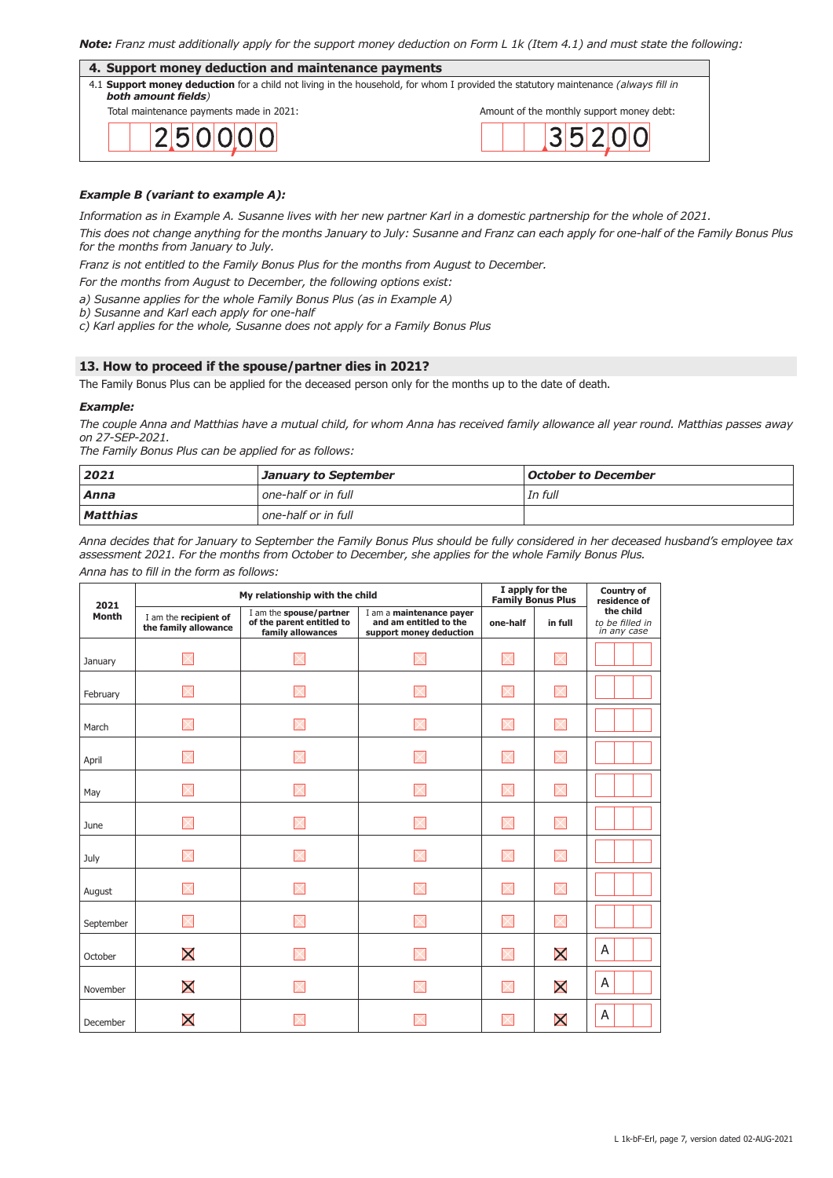***Note:** Franz must additionally apply for the support money deduction on Form L 1k (Item 4.1) and must state the following:*

**4. Support money deduction and maintenance payments**

4.1 **Support money deduction** for a child not living in the household, for whom I provided the statutory maintenance *(always fill in **both amount fields**)*

| Total maintenance payments made in 2021: | Amount of the monthly support money debt: |
|---|---|
| 2500,00 | 352,00 |

***Example B (variant to example A):***

*Information as in Example A. Susanne lives with her new partner Karl in a domestic partnership for the whole of 2021.*

*This does not change anything for the months January to July: Susanne and Franz can each apply for one-half of the Family Bonus Plus for the months from January to July.*

*Franz is not entitled to the Family Bonus Plus for the months from August to December.*

*For the months from August to December, the following options exist:*

*a) Susanne applies for the whole Family Bonus Plus (as in Example A)*
*b) Susanne and Karl each apply for one-half*
*c) Karl applies for the whole, Susanne does not apply for a Family Bonus Plus*

## 13. How to proceed if the spouse/partner dies in 2021?

The Family Bonus Plus can be applied for the deceased person only for the months up to the date of death.

***Example:***

*The couple Anna and Matthias have a mutual child, for whom Anna has received family allowance all year round. Matthias passes away on 27-SEP-2021.*
*The Family Bonus Plus can be applied for as follows:*

| ***2021*** | ***January to September*** | ***October to December*** |
|---|---|---|
| ***Anna*** | *one-half or in full* | *In full* |
| ***Matthias*** | *one-half or in full* | |

*Anna decides that for January to September the Family Bonus Plus should be fully considered in her deceased husband's employee tax assessment 2021. For the months from October to December, she applies for the whole Family Bonus Plus.*
*Anna has to fill in the form as follows:*

| 2021 Month | My relationship with the child | | | I apply for the Family Bonus Plus | | Country of residence of the child *to be filled in in any case* |
|---|---|---|---|---|---|---|
| | I am the **recipient of the family allowance** | I am the **spouse/partner of the parent entitled to family allowances** | I am a **maintenance payer and am entitled to the support money deduction** | **one-half** | **in full** | |
| January | ☐ | ☐ | ☐ | ☐ | ☐ | |
| February | ☐ | ☐ | ☐ | ☐ | ☐ | |
| March | ☐ | ☐ | ☐ | ☐ | ☐ | |
| April | ☐ | ☐ | ☐ | ☐ | ☐ | |
| May | ☐ | ☐ | ☐ | ☐ | ☐ | |
| June | ☐ | ☐ | ☐ | ☐ | ☐ | |
| July | ☐ | ☐ | ☐ | ☐ | ☐ | |
| August | ☐ | ☐ | ☐ | ☐ | ☐ | |
| September | ☐ | ☐ | ☐ | ☐ | ☐ | |
| October | ☒ | ☐ | ☐ | ☐ | ☒ | A |
| November | ☒ | ☐ | ☐ | ☐ | ☒ | A |
| December | ☒ | ☐ | ☐ | ☐ | ☒ | A |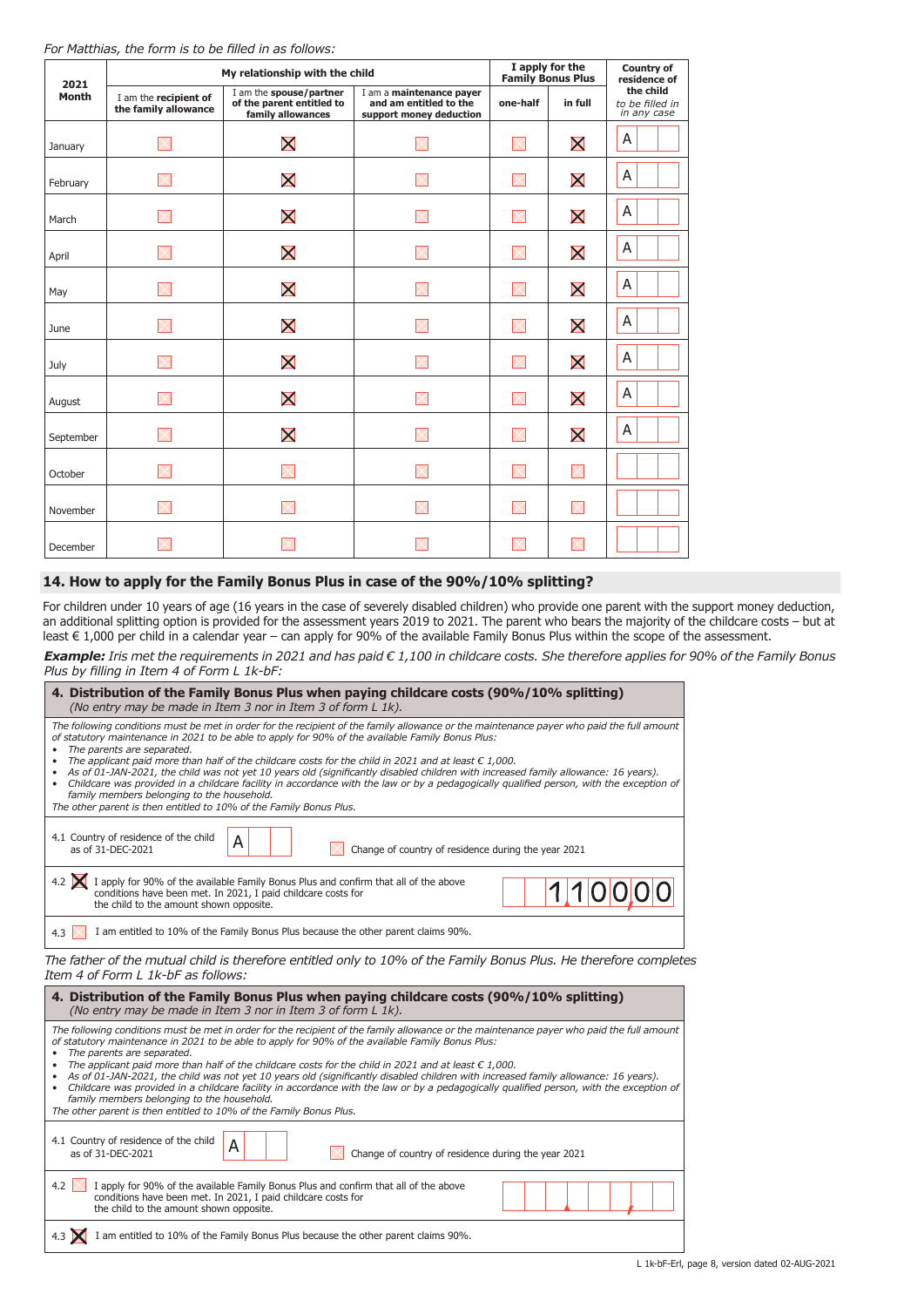*For Matthias, the form is to be filled in as follows:*

| 2021 Month | My relationship with the child | | | I apply for the Family Bonus Plus | | Country of residence of the child *to be filled in in any case* |
|---|---|---|---|---|---|---|
| | I am the **recipient of the family allowance** | I am the **spouse/partner** of the parent entitled to family allowances | I am a **maintenance payer** and am entitled to the support money deduction | one-half | in full | |
| January | ☐ | ☒ | ☐ | ☐ | ☒ | A |
| February | ☐ | ☒ | ☐ | ☐ | ☒ | A |
| March | ☐ | ☒ | ☐ | ☐ | ☒ | A |
| April | ☐ | ☒ | ☐ | ☐ | ☒ | A |
| May | ☐ | ☒ | ☐ | ☐ | ☒ | A |
| June | ☐ | ☒ | ☐ | ☐ | ☒ | A |
| July | ☐ | ☒ | ☐ | ☐ | ☒ | A |
| August | ☐ | ☒ | ☐ | ☐ | ☒ | A |
| September | ☐ | ☒ | ☐ | ☐ | ☒ | A |
| October | ☐ | ☐ | ☐ | ☐ | ☐ | |
| November | ☐ | ☐ | ☐ | ☐ | ☐ | |
| December | ☐ | ☐ | ☐ | ☐ | ☐ | |

## 14. How to apply for the Family Bonus Plus in case of the 90%/10% splitting?

For children under 10 years of age (16 years in the case of severely disabled children) who provide one parent with the support money deduction, an additional splitting option is provided for the assessment years 2019 to 2021. The parent who bears the majority of the childcare costs – but at least € 1,000 per child in a calendar year – can apply for 90% of the available Family Bonus Plus within the scope of the assessment.

***Example:*** *Iris met the requirements in 2021 and has paid € 1,100 in childcare costs. She therefore applies for 90% of the Family Bonus Plus by filling in Item 4 of Form L 1k-bF:*

**4. Distribution of the Family Bonus Plus when paying childcare costs (90%/10% splitting)**
*(No entry may be made in Item 3 nor in Item 3 of form L 1k).*

*The following conditions must be met in order for the recipient of the family allowance or the maintenance payer who paid the full amount of statutory maintenance in 2021 to be able to apply for 90% of the available Family Bonus Plus:*

- *The parents are separated.*
- *The applicant paid more than half of the childcare costs for the child in 2021 and at least € 1,000.*
- *As of 01-JAN-2021, the child was not yet 10 years old (significantly disabled children with increased family allowance: 16 years).*
- *Childcare was provided in a childcare facility in accordance with the law or by a pedagogically qualified person, with the exception of family members belonging to the household.*

*The other parent is then entitled to 10% of the Family Bonus Plus.*

4.1 Country of residence of the child as of 31-DEC-2021: A ☐ Change of country of residence during the year 2021

4.2 ☒ I apply for 90% of the available Family Bonus Plus and confirm that all of the above conditions have been met. In 2021, I paid childcare costs for the child to the amount shown opposite. 1100,00

4.3 ☐ I am entitled to 10% of the Family Bonus Plus because the other parent claims 90%.

*The father of the mutual child is therefore entitled only to 10% of the Family Bonus Plus. He therefore completes Item 4 of Form L 1k-bF as follows:*

**4. Distribution of the Family Bonus Plus when paying childcare costs (90%/10% splitting)**
*(No entry may be made in Item 3 nor in Item 3 of form L 1k).*

*The following conditions must be met in order for the recipient of the family allowance or the maintenance payer who paid the full amount of statutory maintenance in 2021 to be able to apply for 90% of the available Family Bonus Plus:*

- *The parents are separated.*
- *The applicant paid more than half of the childcare costs for the child in 2021 and at least € 1,000.*
- *As of 01-JAN-2021, the child was not yet 10 years old (significantly disabled children with increased family allowance: 16 years).*
- *Childcare was provided in a childcare facility in accordance with the law or by a pedagogically qualified person, with the exception of family members belonging to the household.*

*The other parent is then entitled to 10% of the Family Bonus Plus.*

4.1 Country of residence of the child as of 31-DEC-2021: A ☐ Change of country of residence during the year 2021

4.2 ☐ I apply for 90% of the available Family Bonus Plus and confirm that all of the above conditions have been met. In 2021, I paid childcare costs for the child to the amount shown opposite.

4.3 ☒ I am entitled to 10% of the Family Bonus Plus because the other parent claims 90%.

L 1k-bF-Erl, page 8, version dated 02-AUG-2021